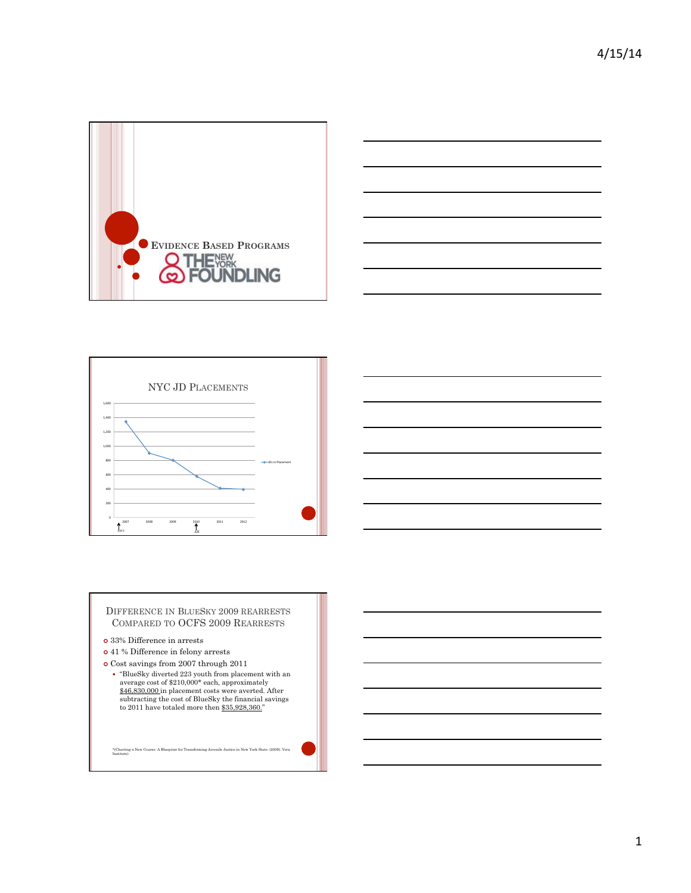# Evidence Based Programs

The New York Foundling

## NYC JD Placements

| Year | JDs in Placement |
|---|---|
| 2007 | ~1,340 |
| 2008 | ~900 |
| 2009 | ~800 |
| 2010 | ~570 |
| 2011 | ~410 |
| 2012 | ~400 |

## Difference in BlueSky 2009 Rearrests Compared to OCFS 2009 Rearrests

- 33% Difference in arrests
- 41 % Difference in felony arrests
- Cost savings from 2007 through 2011
  - "BlueSky diverted 223 youth from placement with an average cost of $210,000* each, approximately $46,830,000 in placement costs were averted. After subtracting the cost of BlueSky the financial savings to 2011 have totaled more then $35,928,360."

*(Charting a New Course: A Blueprint for Transforming Juvenile Justice in New York State. (2009). Vera Institute)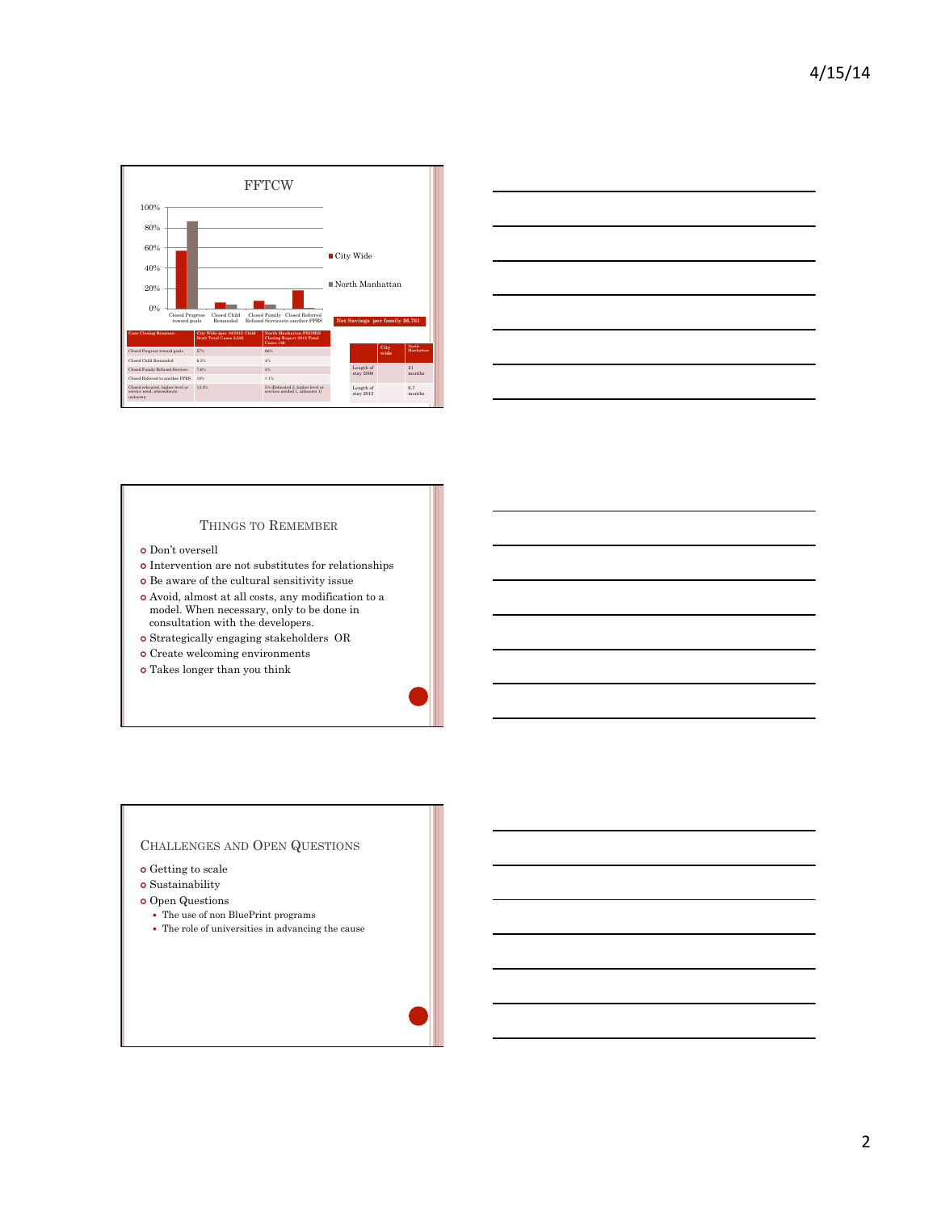## FFTCW

100%
80%
60%
40%
20%
0%

Closed Progress toward goals
Closed Child Remanded
Closed Family Refused Services
Closed Referred to another PPRS

City Wide
North Manhattan

Net Savings per family $6,761

| Case Closing Reasons | City Wide (per 10/2012 Child Stat) Total Cases 8,585 | North Manhattan PROMIS Closing Report 2012 Total Cases 126 |
|---|---|---|
| Closed Progress toward goals | 57% | 86% |
| Closed Child Remanded | 6.2% | 4% |
| Closed Family Refused Services | 7.6% | 4% |
| Closed Referred to another PPRS | 18% | < 1% |
| Closed relocated, higher level or service need, whereabouts unknown | 11.2% | 5% (Relocated 3, higher level or services needed 1, unknown 3) |

| | City wide | North Manhattan |
|---|---|---|
| Length of stay 2008 | | 21 months |
| Length of stay 2013 | | 6.7 months |

## Things to Remember

- Don't oversell
- Intervention are not substitutes for relationships
- Be aware of the cultural sensitivity issue
- Avoid, almost at all costs, any modification to a model. When necessary, only to be done in consultation with the developers.
- Strategically engaging stakeholders OR
- Create welcoming environments
- Takes longer than you think

## Challenges and Open Questions

- Getting to scale
- Sustainability
- Open Questions
  - The use of non BluePrint programs
  - The role of universities in advancing the cause